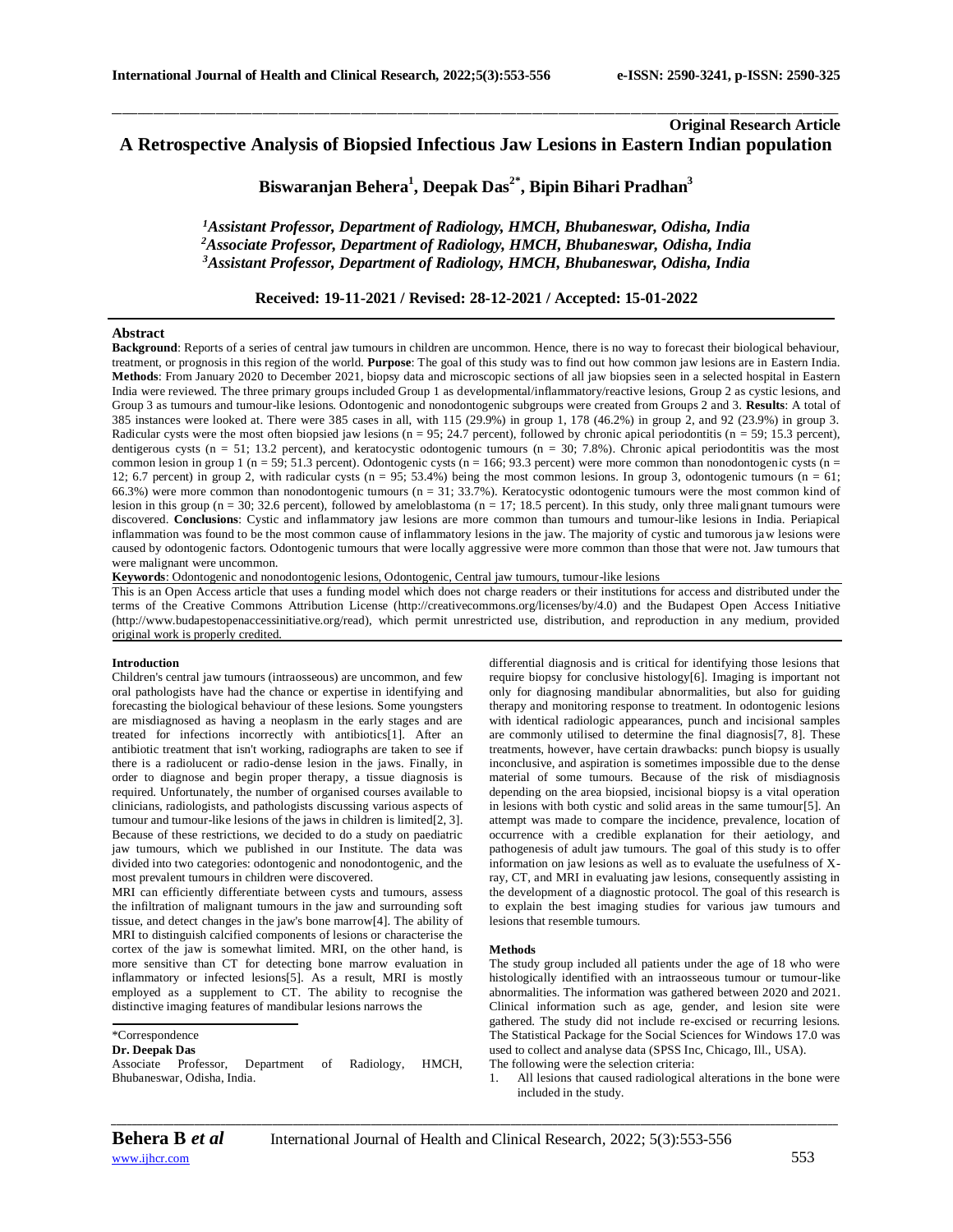**Original Research Article**

# A Retrospective Analysis of Biopsied Infectious Jaw Lesions in Eastern Indian population

## Biswaranjan Behera[1], Deepak Das[2*], Bipin Bihari Pradhan[3]

*[1]Assistant Professor, Department of Radiology, HMCH, Bhubaneswar, Odisha, India*
*[2]Associate Professor, Department of Radiology, HMCH, Bhubaneswar, Odisha, India*
*[3]Assistant Professor, Department of Radiology, HMCH, Bhubaneswar, Odisha, India*

**Received: 19-11-2021 / Revised: 28-12-2021 / Accepted: 15-01-2022**

### Abstract

**Background**: Reports of a series of central jaw tumours in children are uncommon. Hence, there is no way to forecast their biological behaviour, treatment, or prognosis in this region of the world. **Purpose**: The goal of this study was to find out how common jaw lesions are in Eastern India. **Methods**: From January 2020 to December 2021, biopsy data and microscopic sections of all jaw biopsies seen in a selected hospital in Eastern India were reviewed. The three primary groups included Group 1 as developmental/inflammatory/reactive lesions, Group 2 as cystic lesions, and Group 3 as tumours and tumour-like lesions. Odontogenic and nonodontogenic subgroups were created from Groups 2 and 3. **Results**: A total of 385 instances were looked at. There were 385 cases in all, with 115 (29.9%) in group 1, 178 (46.2%) in group 2, and 92 (23.9%) in group 3. Radicular cysts were the most often biopsied jaw lesions (n = 95; 24.7 percent), followed by chronic apical periodontitis (n = 59; 15.3 percent), dentigerous cysts (n = 51; 13.2 percent), and keratocystic odontogenic tumours (n = 30; 7.8%). Chronic apical periodontitis was the most common lesion in group 1 (n = 59; 51.3 percent). Odontogenic cysts (n = 166; 93.3 percent) were more common than nonodontogenic cysts (n = 12; 6.7 percent) in group 2, with radicular cysts (n = 95; 53.4%) being the most common lesions. In group 3, odontogenic tumours (n = 61; 66.3%) were more common than nonodontogenic tumours (n = 31; 33.7%). Keratocystic odontogenic tumours were the most common kind of lesion in this group (n = 30; 32.6 percent), followed by ameloblastoma (n = 17; 18.5 percent). In this study, only three malignant tumours were discovered. **Conclusions**: Cystic and inflammatory jaw lesions are more common than tumours and tumour-like lesions in India. Periapical inflammation was found to be the most common cause of inflammatory lesions in the jaw. The majority of cystic and tumorous jaw lesions were caused by odontogenic factors. Odontogenic tumours that were locally aggressive were more common than those that were not. Jaw tumours that were malignant were uncommon.

**Keywords**: Odontogenic and nonodontogenic lesions, Odontogenic, Central jaw tumours, tumour-like lesions

This is an Open Access article that uses a funding model which does not charge readers or their institutions for access and distributed under the terms of the Creative Commons Attribution License (http://creativecommons.org/licenses/by/4.0) and the Budapest Open Access Initiative (http://www.budapestopenaccessinitiative.org/read), which permit unrestricted use, distribution, and reproduction in any medium, provided original work is properly credited.

### Introduction

Children's central jaw tumours (intraosseous) are uncommon, and few oral pathologists have had the chance or expertise in identifying and forecasting the biological behaviour of these lesions. Some youngsters are misdiagnosed as having a neoplasm in the early stages and are treated for infections incorrectly with antibiotics[1]. After an antibiotic treatment that isn't working, radiographs are taken to see if there is a radiolucent or radio-dense lesion in the jaws. Finally, in order to diagnose and begin proper therapy, a tissue diagnosis is required. Unfortunately, the number of organised courses available to clinicians, radiologists, and pathologists discussing various aspects of tumour and tumour-like lesions of the jaws in children is limited[2, 3]. Because of these restrictions, we decided to do a study on paediatric jaw tumours, which we published in our Institute. The data was divided into two categories: odontogenic and nonodontogenic, and the most prevalent tumours in children were discovered.

MRI can efficiently differentiate between cysts and tumours, assess the infiltration of malignant tumours in the jaw and surrounding soft tissue, and detect changes in the jaw's bone marrow[4]. The ability of MRI to distinguish calcified components of lesions or characterise the cortex of the jaw is somewhat limited. MRI, on the other hand, is more sensitive than CT for detecting bone marrow evaluation in inflammatory or infected lesions[5]. As a result, MRI is mostly employed as a supplement to CT. The ability to recognise the distinctive imaging features of mandibular lesions narrows the differential diagnosis and is critical for identifying those lesions that require biopsy for conclusive histology[6]. Imaging is important not only for diagnosing mandibular abnormalities, but also for guiding therapy and monitoring response to treatment. In odontogenic lesions with identical radiologic appearances, punch and incisional samples are commonly utilised to determine the final diagnosis[7, 8]. These treatments, however, have certain drawbacks: punch biopsy is usually inconclusive, and aspiration is sometimes impossible due to the dense material of some tumours. Because of the risk of misdiagnosis depending on the area biopsied, incisional biopsy is a vital operation in lesions with both cystic and solid areas in the same tumour[5]. An attempt was made to compare the incidence, prevalence, location of occurrence with a credible explanation for their aetiology, and pathogenesis of adult jaw tumours. The goal of this study is to offer information on jaw lesions as well as to evaluate the usefulness of X-ray, CT, and MRI in evaluating jaw lesions, consequently assisting in the development of a diagnostic protocol. The goal of this research is to explain the best imaging studies for various jaw tumours and lesions that resemble tumours.

### Methods

The study group included all patients under the age of 18 who were histologically identified with an intraosseous tumour or tumour-like abnormalities. The information was gathered between 2020 and 2021. Clinical information such as age, gender, and lesion site were gathered. The study did not include re-excised or recurring lesions. The Statistical Package for the Social Sciences for Windows 17.0 was used to collect and analyse data (SPSS Inc, Chicago, Ill., USA).

The following were the selection criteria:

1. All lesions that caused radiological alterations in the bone were included in the study.

*Correspondence
**Dr. Deepak Das**
Associate Professor, Department of Radiology, HMCH, Bhubaneswar, Odisha, India.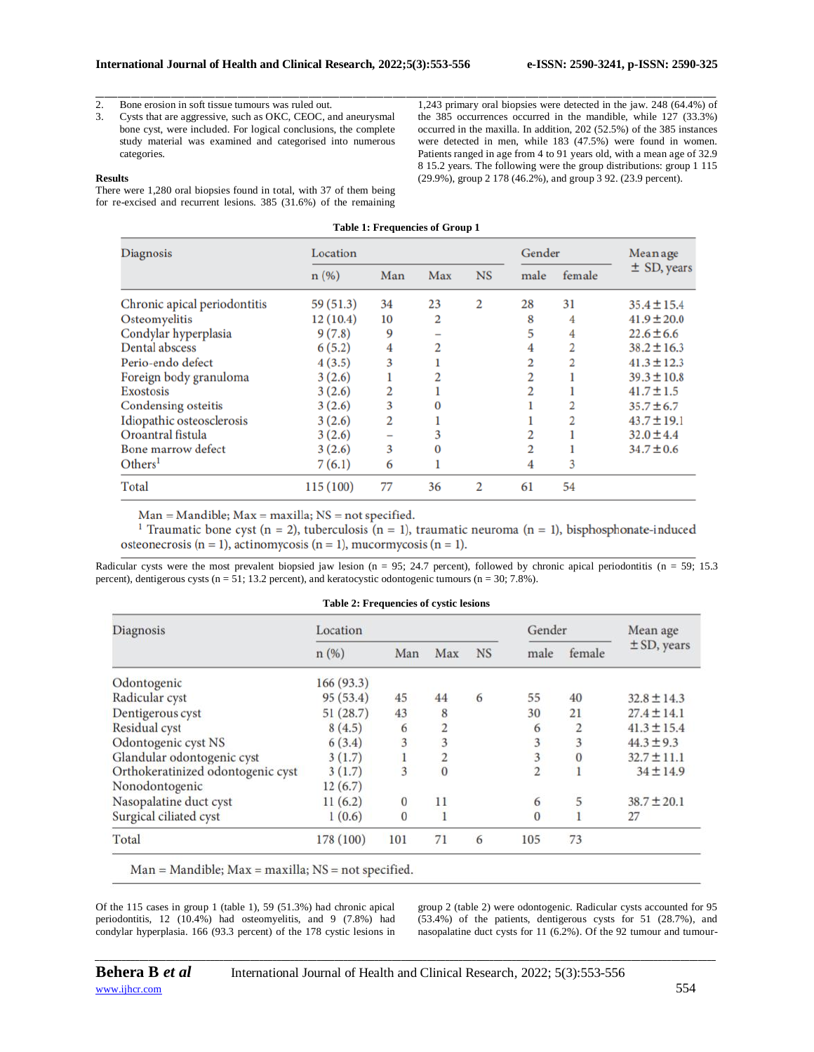2. Bone erosion in soft tissue tumours was ruled out.
3. Cysts that are aggressive, such as OKC, CEOC, and aneurysmal bone cyst, were included. For logical conclusions, the complete study material was examined and categorised into numerous categories.

### Results

There were 1,280 oral biopsies found in total, with 37 of them being for re-excised and recurrent lesions. 385 (31.6%) of the remaining 1,243 primary oral biopsies were detected in the jaw. 248 (64.4%) of the 385 occurrences occurred in the mandible, while 127 (33.3%) occurred in the maxilla. In addition, 202 (52.5%) of the 385 instances were detected in men, while 183 (47.5%) were found in women. Patients ranged in age from 4 to 91 years old, with a mean age of 32.9 8 15.2 years. The following were the group distributions: group 1 115 (29.9%), group 2 178 (46.2%), and group 3 92. (23.9 percent).

**Table 1: Frequencies of Group 1**

| Diagnosis | Location | | | | Gender | | Mean age ± SD, years |
|---|---|---|---|---|---|---|---|
| | n (%) | Man | Max | NS | male | female | |
| Chronic apical periodontitis | 59 (51.3) | 34 | 23 | 2 | 28 | 31 | 35.4 ± 15.4 |
| Osteomyelitis | 12 (10.4) | 10 | 2 | | 8 | 4 | 41.9 ± 20.0 |
| Condylar hyperplasia | 9 (7.8) | 9 | – | | 5 | 4 | 22.6 ± 6.6 |
| Dental abscess | 6 (5.2) | 4 | 2 | | 4 | 2 | 38.2 ± 16.3 |
| Perio-endo defect | 4 (3.5) | 3 | 1 | | 2 | 2 | 41.3 ± 12.3 |
| Foreign body granuloma | 3 (2.6) | 1 | 2 | | 2 | 1 | 39.3 ± 10.8 |
| Exostosis | 3 (2.6) | 2 | 1 | | 2 | 1 | 41.7 ± 1.5 |
| Condensing osteitis | 3 (2.6) | 3 | 0 | | 1 | 2 | 35.7 ± 6.7 |
| Idiopathic osteosclerosis | 3 (2.6) | 2 | 1 | | 1 | 2 | 43.7 ± 19.1 |
| Oroantral fistula | 3 (2.6) | – | 3 | | 2 | 1 | 32.0 ± 4.4 |
| Bone marrow defect | 3 (2.6) | 3 | 0 | | 2 | 1 | 34.7 ± 0.6 |
| Others[1] | 7 (6.1) | 6 | 1 | | 4 | 3 | |
| Total | 115 (100) | 77 | 36 | 2 | 61 | 54 | |

Man = Mandible; Max = maxilla; NS = not specified.
[1] Traumatic bone cyst (n = 2), tuberculosis (n = 1), traumatic neuroma (n = 1), bisphosphonate-induced osteonecrosis (n = 1), actinomycosis (n = 1), mucormycosis (n = 1).

Radicular cysts were the most prevalent biopsied jaw lesion (n = 95; 24.7 percent), followed by chronic apical periodontitis (n = 59; 15.3 percent), dentigerous cysts (n = 51; 13.2 percent), and keratocystic odontogenic tumours (n = 30; 7.8%).

**Table 2: Frequencies of cystic lesions**

| Diagnosis | Location | | | | Gender | | Mean age ± SD, years |
|---|---|---|---|---|---|---|---|
| | n (%) | Man | Max | NS | male | female | |
| Odontogenic | 166 (93.3) | | | | | | |
| Radicular cyst | 95 (53.4) | 45 | 44 | 6 | 55 | 40 | 32.8 ± 14.3 |
| Dentigerous cyst | 51 (28.7) | 43 | 8 | | 30 | 21 | 27.4 ± 14.1 |
| Residual cyst | 8 (4.5) | 6 | 2 | | 6 | 2 | 41.3 ± 15.4 |
| Odontogenic cyst NS | 6 (3.4) | 3 | 3 | | 3 | 3 | 44.3 ± 9.3 |
| Glandular odontogenic cyst | 3 (1.7) | 1 | 2 | | 3 | 0 | 32.7 ± 11.1 |
| Orthokeratinized odontogenic cyst | 3 (1.7) | 3 | 0 | | 2 | 1 | 34 ± 14.9 |
| Nonodontogenic | 12 (6.7) | | | | | | |
| Nasopalatine duct cyst | 11 (6.2) | 0 | 11 | | 6 | 5 | 38.7 ± 20.1 |
| Surgical ciliated cyst | 1 (0.6) | 0 | 1 | | 0 | 1 | 27 |
| Total | 178 (100) | 101 | 71 | 6 | 105 | 73 | |

Man = Mandible; Max = maxilla; NS = not specified.

Of the 115 cases in group 1 (table 1), 59 (51.3%) had chronic apical periodontitis, 12 (10.4%) had osteomyelitis, and 9 (7.8%) had condylar hyperplasia. 166 (93.3 percent) of the 178 cystic lesions in group 2 (table 2) were odontogenic. Radicular cysts accounted for 95 (53.4%) of the patients, dentigerous cysts for 51 (28.7%), and nasopalatine duct cysts for 11 (6.2%). Of the 92 tumour and tumour-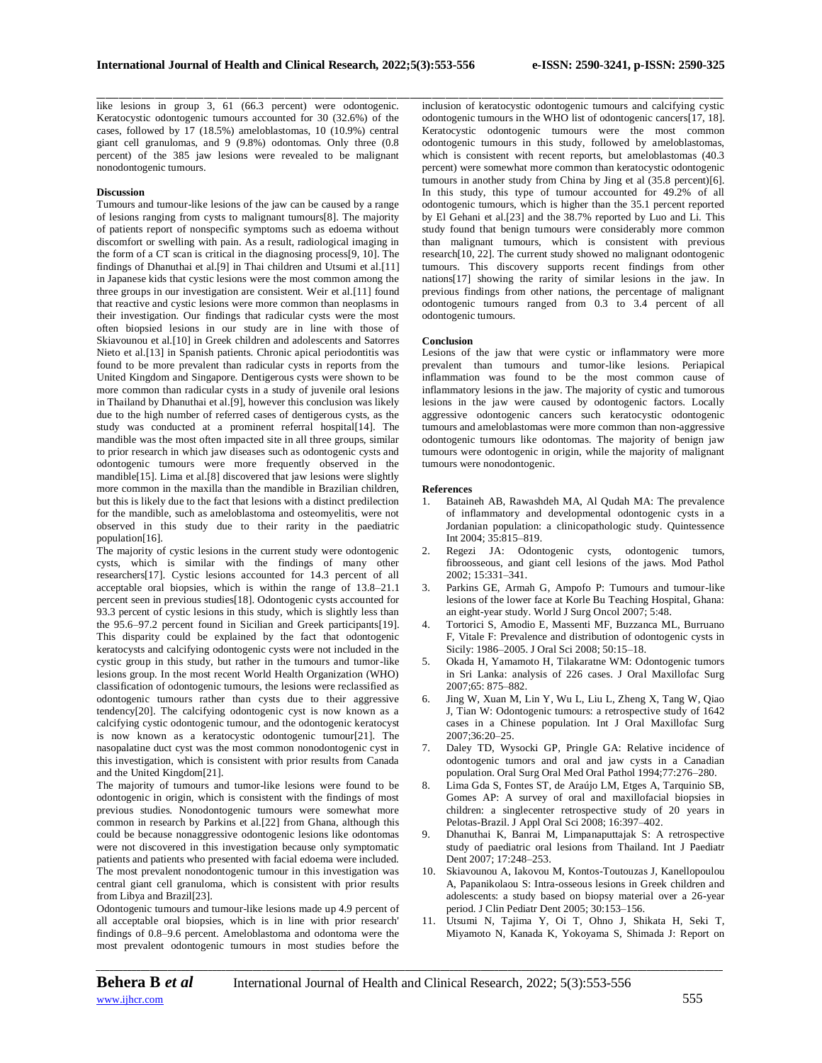like lesions in group 3, 61 (66.3 percent) were odontogenic. Keratocystic odontogenic tumours accounted for 30 (32.6%) of the cases, followed by 17 (18.5%) ameloblastomas, 10 (10.9%) central giant cell granulomas, and 9 (9.8%) odontomas. Only three (0.8 percent) of the 385 jaw lesions were revealed to be malignant nonodontogenic tumours.

**Discussion**

Tumours and tumour-like lesions of the jaw can be caused by a range of lesions ranging from cysts to malignant tumours[8]. The majority of patients report of nonspecific symptoms such as edoema without discomfort or swelling with pain. As a result, radiological imaging in the form of a CT scan is critical in the diagnosing process[9, 10]. The findings of Dhanuthai et al.[9] in Thai children and Utsumi et al.[11] in Japanese kids that cystic lesions were the most common among the three groups in our investigation are consistent. Weir et al.[11] found that reactive and cystic lesions were more common than neoplasms in their investigation. Our findings that radicular cysts were the most often biopsied lesions in our study are in line with those of Skiavounou et al.[10] in Greek children and adolescents and Satorres Nieto et al.[13] in Spanish patients. Chronic apical periodontitis was found to be more prevalent than radicular cysts in reports from the United Kingdom and Singapore. Dentigerous cysts were shown to be more common than radicular cysts in a study of juvenile oral lesions in Thailand by Dhanuthai et al.[9], however this conclusion was likely due to the high number of referred cases of dentigerous cysts, as the study was conducted at a prominent referral hospital[14]. The mandible was the most often impacted site in all three groups, similar to prior research in which jaw diseases such as odontogenic cysts and odontogenic tumours were more frequently observed in the mandible[15]. Lima et al.[8] discovered that jaw lesions were slightly more common in the maxilla than the mandible in Brazilian children, but this is likely due to the fact that lesions with a distinct predilection for the mandible, such as ameloblastoma and osteomyelitis, were not observed in this study due to their rarity in the paediatric population[16].

The majority of cystic lesions in the current study were odontogenic cysts, which is similar with the findings of many other researchers[17]. Cystic lesions accounted for 14.3 percent of all acceptable oral biopsies, which is within the range of 13.8–21.1 percent seen in previous studies[18]. Odontogenic cysts accounted for 93.3 percent of cystic lesions in this study, which is slightly less than the 95.6–97.2 percent found in Sicilian and Greek participants[19]. This disparity could be explained by the fact that odontogenic keratocysts and calcifying odontogenic cysts were not included in the cystic group in this study, but rather in the tumours and tumor-like lesions group. In the most recent World Health Organization (WHO) classification of odontogenic tumours, the lesions were reclassified as odontogenic tumours rather than cysts due to their aggressive tendency[20]. The calcifying odontogenic cyst is now known as a calcifying cystic odontogenic tumour, and the odontogenic keratocyst is now known as a keratocystic odontogenic tumour[21]. The nasopalatine duct cyst was the most common nonodontogenic cyst in this investigation, which is consistent with prior results from Canada and the United Kingdom[21].

The majority of tumours and tumor-like lesions were found to be odontogenic in origin, which is consistent with the findings of most previous studies. Nonodontogenic tumours were somewhat more common in research by Parkins et al.[22] from Ghana, although this could be because nonaggressive odontogenic lesions like odontomas were not discovered in this investigation because only symptomatic patients and patients who presented with facial edoema were included. The most prevalent nonodontogenic tumour in this investigation was central giant cell granuloma, which is consistent with prior results from Libya and Brazil[23].

Odontogenic tumours and tumour-like lesions made up 4.9 percent of all acceptable oral biopsies, which is in line with prior research' findings of 0.8–9.6 percent. Ameloblastoma and odontoma were the most prevalent odontogenic tumours in most studies before the inclusion of keratocystic odontogenic tumours and calcifying cystic odontogenic tumours in the WHO list of odontogenic cancers[17, 18]. Keratocystic odontogenic tumours were the most common odontogenic tumours in this study, followed by ameloblastomas, which is consistent with recent reports, but ameloblastomas (40.3 percent) were somewhat more common than keratocystic odontogenic tumours in another study from China by Jing et al (35.8 percent)[6]. In this study, this type of tumour accounted for 49.2% of all odontogenic tumours, which is higher than the 35.1 percent reported by El Gehani et al.[23] and the 38.7% reported by Luo and Li. This study found that benign tumours were considerably more common than malignant tumours, which is consistent with previous research[10, 22]. The current study showed no malignant odontogenic tumours. This discovery supports recent findings from other nations[17] showing the rarity of similar lesions in the jaw. In previous findings from other nations, the percentage of malignant odontogenic tumours ranged from 0.3 to 3.4 percent of all odontogenic tumours.

**Conclusion**

Lesions of the jaw that were cystic or inflammatory were more prevalent than tumours and tumor-like lesions. Periapical inflammation was found to be the most common cause of inflammatory lesions in the jaw. The majority of cystic and tumorous lesions in the jaw were caused by odontogenic factors. Locally aggressive odontogenic cancers such keratocystic odontogenic tumours and ameloblastomas were more common than non-aggressive odontogenic tumours like odontomas. The majority of benign jaw tumours were odontogenic in origin, while the majority of malignant tumours were nonodontogenic.

**References**

1. Bataineh AB, Rawashdeh MA, Al Qudah MA: The prevalence of inflammatory and developmental odontogenic cysts in a Jordanian population: a clinicopathologic study. Quintessence Int 2004; 35:815–819.
2. Regezi JA: Odontogenic cysts, odontogenic tumors, fibroosseous, and giant cell lesions of the jaws. Mod Pathol 2002; 15:331–341.
3. Parkins GE, Armah G, Ampofo P: Tumours and tumour-like lesions of the lower face at Korle Bu Teaching Hospital, Ghana: an eight-year study. World J Surg Oncol 2007; 5:48.
4. Tortorici S, Amodio E, Massenti MF, Buzzanca ML, Burruano F, Vitale F: Prevalence and distribution of odontogenic cysts in Sicily: 1986–2005. J Oral Sci 2008; 50:15–18.
5. Okada H, Yamamoto H, Tilakaratne WM: Odontogenic tumors in Sri Lanka: analysis of 226 cases. J Oral Maxillofac Surg 2007;65: 875–882.
6. Jing W, Xuan M, Lin Y, Wu L, Liu L, Zheng X, Tang W, Qiao J, Tian W: Odontogenic tumours: a retrospective study of 1642 cases in a Chinese population. Int J Oral Maxillofac Surg 2007;36:20–25.
7. Daley TD, Wysocki GP, Pringle GA: Relative incidence of odontogenic tumors and oral and jaw cysts in a Canadian population. Oral Surg Oral Med Oral Pathol 1994;77:276–280.
8. Lima Gda S, Fontes ST, de Araújo LM, Etges A, Tarquinio SB, Gomes AP: A survey of oral and maxillofacial biopsies in children: a singlecenter retrospective study of 20 years in Pelotas-Brazil. J Appl Oral Sci 2008; 16:397–402.
9. Dhanuthai K, Banrai M, Limpanaputtajak S: A retrospective study of paediatric oral lesions from Thailand. Int J Paediatr Dent 2007; 17:248–253.
10. Skiavounou A, Iakovou M, Kontos-Toutouzas J, Kanellopoulou A, Papanikolaou S: Intra-osseous lesions in Greek children and adolescents: a study based on biopsy material over a 26-year period. J Clin Pediatr Dent 2005; 30:153–156.
11. Utsumi N, Tajima Y, Oi T, Ohno J, Shikata H, Seki T, Miyamoto N, Kanada K, Yokoyama S, Shimada J: Report on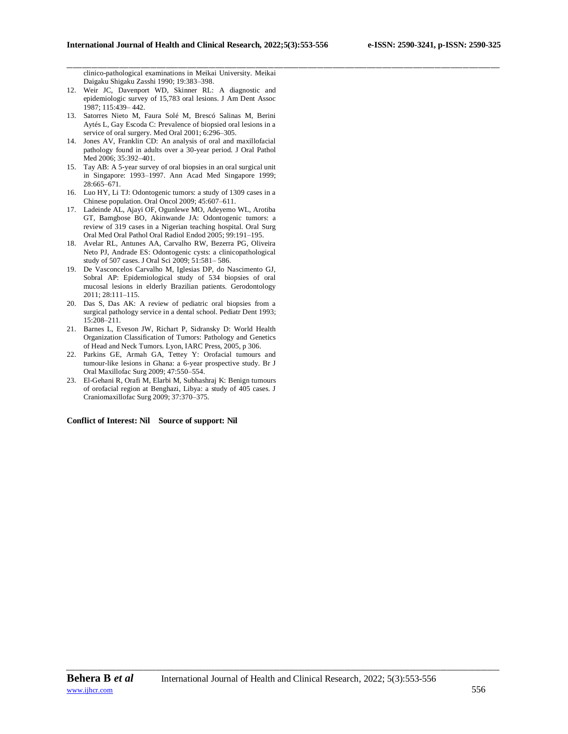clinico-pathological examinations in Meikai University. Meikai Daigaku Shigaku Zasshi 1990; 19:383–398.

12. Weir JC, Davenport WD, Skinner RL: A diagnostic and epidemiologic survey of 15,783 oral lesions. J Am Dent Assoc 1987; 115:439– 442.
13. Satorres Nieto M, Faura Solé M, Brescó Salinas M, Berini Aytés L, Gay Escoda C: Prevalence of biopsied oral lesions in a service of oral surgery. Med Oral 2001; 6:296–305.
14. Jones AV, Franklin CD: An analysis of oral and maxillofacial pathology found in adults over a 30-year period. J Oral Pathol Med 2006; 35:392–401.
15. Tay AB: A 5-year survey of oral biopsies in an oral surgical unit in Singapore: 1993–1997. Ann Acad Med Singapore 1999; 28:665–671.
16. Luo HY, Li TJ: Odontogenic tumors: a study of 1309 cases in a Chinese population. Oral Oncol 2009; 45:607–611.
17. Ladeinde AL, Ajayi OF, Ogunlewe MO, Adeyemo WL, Arotiba GT, Bamgbose BO, Akinwande JA: Odontogenic tumors: a review of 319 cases in a Nigerian teaching hospital. Oral Surg Oral Med Oral Pathol Oral Radiol Endod 2005; 99:191–195.
18. Avelar RL, Antunes AA, Carvalho RW, Bezerra PG, Oliveira Neto PJ, Andrade ES: Odontogenic cysts: a clinicopathological study of 507 cases. J Oral Sci 2009; 51:581– 586.
19. De Vasconcelos Carvalho M, Iglesias DP, do Nascimento GJ, Sobral AP: Epidemiological study of 534 biopsies of oral mucosal lesions in elderly Brazilian patients. Gerodontology 2011; 28:111–115.
20. Das S, Das AK: A review of pediatric oral biopsies from a surgical pathology service in a dental school. Pediatr Dent 1993; 15:208–211.
21. Barnes L, Eveson JW, Richart P, Sidransky D: World Health Organization Classification of Tumors: Pathology and Genetics of Head and Neck Tumors. Lyon, IARC Press, 2005, p 306.
22. Parkins GE, Armah GA, Tettey Y: Orofacial tumours and tumour-like lesions in Ghana: a 6-year prospective study. Br J Oral Maxillofac Surg 2009; 47:550–554.
23. El-Gehani R, Orafi M, Elarbi M, Subhashraj K: Benign tumours of orofacial region at Benghazi, Libya: a study of 405 cases. J Craniomaxillofac Surg 2009; 37:370–375.

**Conflict of Interest: Nil Source of support: Nil**